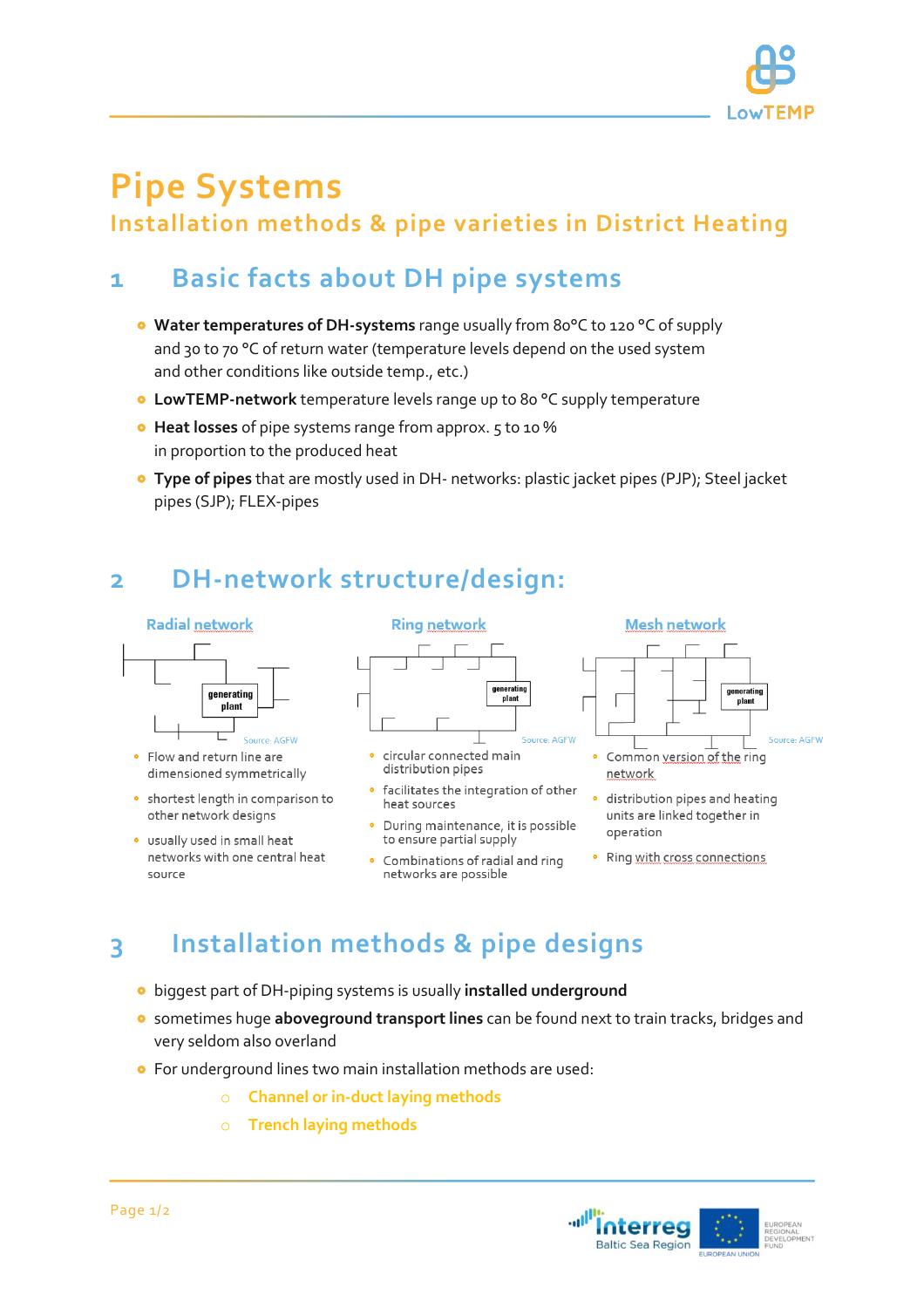# Pipe Systems

## Installation methods & pipe varieties in District Heating

## 1 Basic facts about DH pipe systems

- **Water temperatures of DH-systems** range usually from 80°C to 120 °C of supply and 30 to 70 °C of return water (temperature levels depend on the used system and other conditions like outside temp., etc.)
- **LowTEMP-network** temperature levels range up to 80 °C supply temperature
- **Heat losses** of pipe systems range from approx. 5 to 10 % in proportion to the produced heat
- **Type of pipes** that are mostly used in DH- networks: plastic jacket pipes (PJP); Steel jacket pipes (SJP); FLEX-pipes

## 2 DH-network structure/design:

### Radial network

generating plant

Source: AGFW

- Flow and return line are dimensioned symmetrically
- shortest length in comparison to other network designs
- usually used in small heat networks with one central heat source

### Ring network

generating plant

Source: AGFW

- circular connected main distribution pipes
- facilitates the integration of other heat sources
- During maintenance, it is possible to ensure partial supply
- Combinations of radial and ring networks are possible

### Mesh network

generating plant

Source: AGFW

- Common version of the ring network
- distribution pipes and heating units are linked together in operation
- Ring with cross connections

## 3 Installation methods & pipe designs

- biggest part of DH-piping systems is usually **installed underground**
- sometimes huge **aboveground transport lines** can be found next to train tracks, bridges and very seldom also overland
- For underground lines two main installation methods are used:
  - Channel or in-duct laying methods
  - Trench laying methods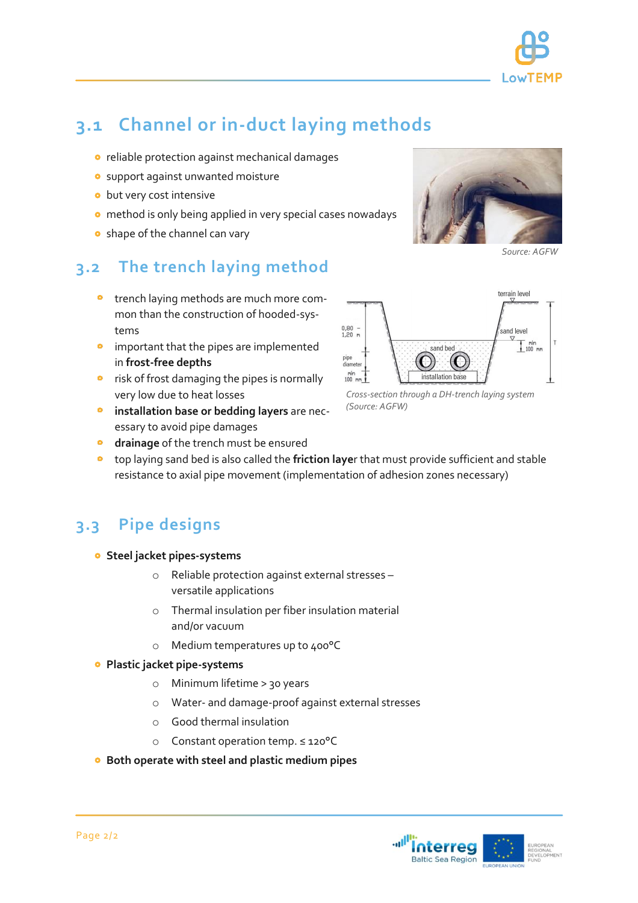## 3.1 Channel or in-duct laying methods

- reliable protection against mechanical damages
- support against unwanted moisture
- but very cost intensive
- method is only being applied in very special cases nowadays
- shape of the channel can vary

Source: AGFW

## 3.2 The trench laying method

- trench laying methods are much more common than the construction of hooded-systems
- important that the pipes are implemented in **frost-free depths**
- risk of frost damaging the pipes is normally very low due to heat losses
- **installation base or bedding layers** are necessary to avoid pipe damages
- **drainage** of the trench must be ensured
- top laying sand bed is also called the **friction layer** that must provide sufficient and stable resistance to axial pipe movement (implementation of adhesion zones necessary)

terrain level
sand level
sand bed
installation base
0,80 – 1,20 m
pipe diameter
min 100 mm
min 100 mm
T

*Cross-section through a DH-trench laying system (Source: AGFW)*

## 3.3 Pipe designs

- **Steel jacket pipes-systems**
  - Reliable protection against external stresses – versatile applications
  - Thermal insulation per fiber insulation material and/or vacuum
  - Medium temperatures up to 400°C
- **Plastic jacket pipe-systems**
  - Minimum lifetime > 30 years
  - Water- and damage-proof against external stresses
  - Good thermal insulation
  - Constant operation temp. ≤ 120°C
- **Both operate with steel and plastic medium pipes**